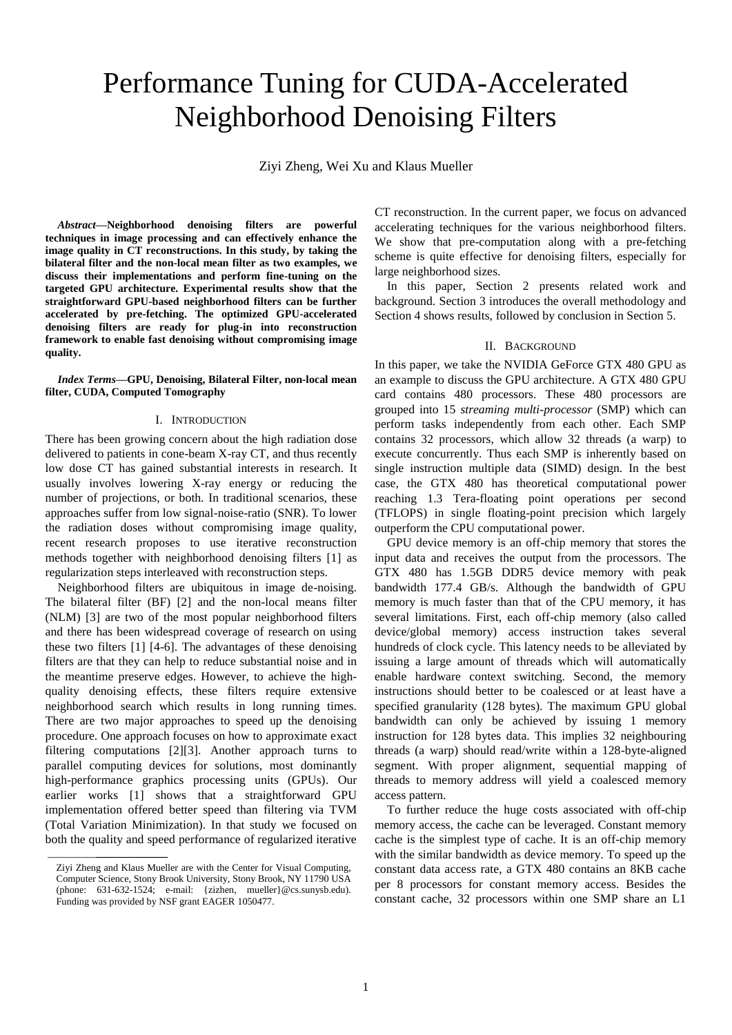# Performance Tuning for CUDA-Accelerated Neighborhood Denoising Filters

Ziyi Zheng, Wei Xu and Klaus Mueller

***Abstract*—Neighborhood denoising filters are powerful techniques in image processing and can effectively enhance the image quality in CT reconstructions. In this study, by taking the bilateral filter and the non-local mean filter as two examples, we discuss their implementations and perform fine-tuning on the targeted GPU architecture. Experimental results show that the straightforward GPU-based neighborhood filters can be further accelerated by pre-fetching. The optimized GPU-accelerated denoising filters are ready for plug-in into reconstruction framework to enable fast denoising without compromising image quality.**

***Index Terms*—GPU, Denoising, Bilateral Filter, non-local mean filter, CUDA, Computed Tomography**

## I. Introduction

There has been growing concern about the high radiation dose delivered to patients in cone-beam X-ray CT, and thus recently low dose CT has gained substantial interests in research. It usually involves lowering X-ray energy or reducing the number of projections, or both. In traditional scenarios, these approaches suffer from low signal-noise-ratio (SNR). To lower the radiation doses without compromising image quality, recent research proposes to use iterative reconstruction methods together with neighborhood denoising filters [1] as regularization steps interleaved with reconstruction steps.

Neighborhood filters are ubiquitous in image de-noising. The bilateral filter (BF) [2] and the non-local means filter (NLM) [3] are two of the most popular neighborhood filters and there has been widespread coverage of research on using these two filters [1] [4-6]. The advantages of these denoising filters are that they can help to reduce substantial noise and in the meantime preserve edges. However, to achieve the high-quality denoising effects, these filters require extensive neighborhood search which results in long running times. There are two major approaches to speed up the denoising procedure. One approach focuses on how to approximate exact filtering computations [2][3]. Another approach turns to parallel computing devices for solutions, most dominantly high-performance graphics processing units (GPUs). Our earlier works [1] shows that a straightforward GPU implementation offered better speed than filtering via TVM (Total Variation Minimization). In that study we focused on both the quality and speed performance of regularized iterative CT reconstruction. In the current paper, we focus on advanced accelerating techniques for the various neighborhood filters. We show that pre-computation along with a pre-fetching scheme is quite effective for denoising filters, especially for large neighborhood sizes.

In this paper, Section 2 presents related work and background. Section 3 introduces the overall methodology and Section 4 shows results, followed by conclusion in Section 5.

## II. Background

In this paper, we take the NVIDIA GeForce GTX 480 GPU as an example to discuss the GPU architecture. A GTX 480 GPU card contains 480 processors. These 480 processors are grouped into 15 *streaming multi-processor* (SMP) which can perform tasks independently from each other. Each SMP contains 32 processors, which allow 32 threads (a warp) to execute concurrently. Thus each SMP is inherently based on single instruction multiple data (SIMD) design. In the best case, the GTX 480 has theoretical computational power reaching 1.3 Tera-floating point operations per second (TFLOPS) in single floating-point precision which largely outperform the CPU computational power.

GPU device memory is an off-chip memory that stores the input data and receives the output from the processors. The GTX 480 has 1.5GB DDR5 device memory with peak bandwidth 177.4 GB/s. Although the bandwidth of GPU memory is much faster than that of the CPU memory, it has several limitations. First, each off-chip memory (also called device/global memory) access instruction takes several hundreds of clock cycle. This latency needs to be alleviated by issuing a large amount of threads which will automatically enable hardware context switching. Second, the memory instructions should better to be coalesced or at least have a specified granularity (128 bytes). The maximum GPU global bandwidth can only be achieved by issuing 1 memory instruction for 128 bytes data. This implies 32 neighbouring threads (a warp) should read/write within a 128-byte-aligned segment. With proper alignment, sequential mapping of threads to memory address will yield a coalesced memory access pattern.

To further reduce the huge costs associated with off-chip memory access, the cache can be leveraged. Constant memory cache is the simplest type of cache. It is an off-chip memory with the similar bandwidth as device memory. To speed up the constant data access rate, a GTX 480 contains an 8KB cache per 8 processors for constant memory access. Besides the constant cache, 32 processors within one SMP share an L1

---

Ziyi Zheng and Klaus Mueller are with the Center for Visual Computing, Computer Science, Stony Brook University, Stony Brook, NY 11790 USA (phone: 631-632-1524; e-mail: {zizhen, mueller}@cs.sunysb.edu). Funding was provided by NSF grant EAGER 1050477.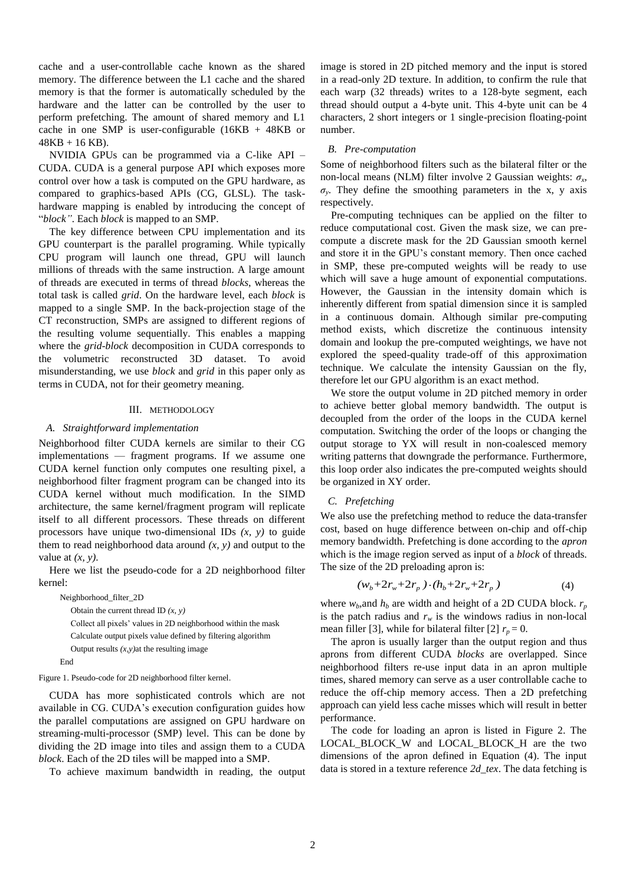cache and a user-controllable cache known as the shared memory. The difference between the L1 cache and the shared memory is that the former is automatically scheduled by the hardware and the latter can be controlled by the user to perform prefetching. The amount of shared memory and L1 cache in one SMP is user-configurable (16KB + 48KB or 48KB + 16 KB).

NVIDIA GPUs can be programmed via a C-like API – CUDA. CUDA is a general purpose API which exposes more control over how a task is computed on the GPU hardware, as compared to graphics-based APIs (CG, GLSL). The task-hardware mapping is enabled by introducing the concept of "*block"*. Each *block* is mapped to an SMP.

The key difference between CPU implementation and its GPU counterpart is the parallel programing. While typically CPU program will launch one thread, GPU will launch millions of threads with the same instruction. A large amount of threads are executed in terms of thread *blocks*, whereas the total task is called *grid*. On the hardware level, each *block* is mapped to a single SMP. In the back-projection stage of the CT reconstruction, SMPs are assigned to different regions of the resulting volume sequentially. This enables a mapping where the *grid-block* decomposition in CUDA corresponds to the volumetric reconstructed 3D dataset. To avoid misunderstanding, we use *block* and *grid* in this paper only as terms in CUDA, not for their geometry meaning.

## III. Methodology

### A. Straightforward implementation

Neighborhood filter CUDA kernels are similar to their CG implementations — fragment programs. If we assume one CUDA kernel function only computes one resulting pixel, a neighborhood filter fragment program can be changed into its CUDA kernel without much modification. In the SIMD architecture, the same kernel/fragment program will replicate itself to all different processors. These threads on different processors have unique two-dimensional IDs $(x, y)$ to guide them to read neighborhood data around $(x, y)$ and output to the value at $(x, y)$.

Here we list the pseudo-code for a 2D neighborhood filter kernel:

```
Neighborhood_filter_2D
    Obtain the current thread ID (x, y)
    Collect all pixels' values in 2D neighborhood within the mask
    Calculate output pixels value defined by filtering algorithm
    Output results (x,y)at the resulting image
End
```

Figure 1. Pseudo-code for 2D neighborhood filter kernel.

CUDA has more sophisticated controls which are not available in CG. CUDA's execution configuration guides how the parallel computations are assigned on GPU hardware on streaming-multi-processor (SMP) level. This can be done by dividing the 2D image into tiles and assign them to a CUDA *block*. Each of the 2D tiles will be mapped into a SMP.

To achieve maximum bandwidth in reading, the output image is stored in 2D pitched memory and the input is stored in a read-only 2D texture. In addition, to confirm the rule that each warp (32 threads) writes to a 128-byte segment, each thread should output a 4-byte unit. This 4-byte unit can be 4 characters, 2 short integers or 1 single-precision floating-point number.

### B. Pre-computation

Some of neighborhood filters such as the bilateral filter or the non-local means (NLM) filter involve 2 Gaussian weights: $\sigma_x$, $\sigma_y$. They define the smoothing parameters in the x, y axis respectively.

Pre-computing techniques can be applied on the filter to reduce computational cost. Given the mask size, we can pre-compute a discrete mask for the 2D Gaussian smooth kernel and store it in the GPU's constant memory. Then once cached in SMP, these pre-computed weights will be ready to use which will save a huge amount of exponential computations. However, the Gaussian in the intensity domain which is inherently different from spatial dimension since it is sampled in a continuous domain. Although similar pre-computing method exists, which discretize the continuous intensity domain and lookup the pre-computed weightings, we have not explored the speed-quality trade-off of this approximation technique. We calculate the intensity Gaussian on the fly, therefore let our GPU algorithm is an exact method.

We store the output volume in 2D pitched memory in order to achieve better global memory bandwidth. The output is decoupled from the order of the loops in the CUDA kernel computation. Switching the order of the loops or changing the output storage to YX will result in non-coalesced memory writing patterns that downgrade the performance. Furthermore, this loop order also indicates the pre-computed weights should be organized in XY order.

### C. Prefetching

We also use the prefetching method to reduce the data-transfer cost, based on huge difference between on-chip and off-chip memory bandwidth. Prefetching is done according to the *apron* which is the image region served as input of a *block* of threads. The size of the 2D preloading apron is:

$$(w_b+2r_w+2r_p)\cdot(h_b+2r_w+2r_p) \tag{4}$$

where $w_b$,and $h_b$ are width and height of a 2D CUDA block. $r_p$ is the patch radius and $r_w$ is the windows radius in non-local mean filler [3], while for bilateral filter [2] $r_p = 0$.

The apron is usually larger than the output region and thus aprons from different CUDA *blocks* are overlapped. Since neighborhood filters re-use input data in an apron multiple times, shared memory can serve as a user controllable cache to reduce the off-chip memory access. Then a 2D prefetching approach can yield less cache misses which will result in better performance.

The code for loading an apron is listed in Figure 2. The LOCAL_BLOCK_W and LOCAL_BLOCK_H are the two dimensions of the apron defined in Equation (4). The input data is stored in a texture reference *2d_tex*. The data fetching is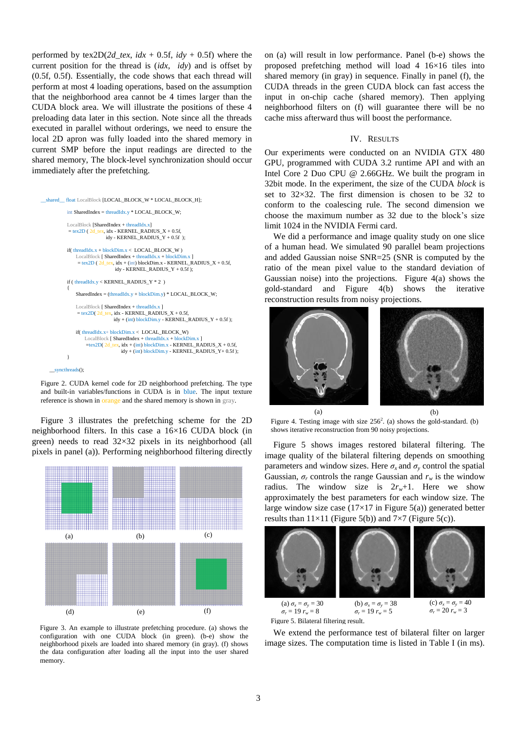performed by tex2D(*2d_tex*, *idx* + 0.5f, *idy* + 0.5f) where the current position for the thread is (*idx*, *idy*) and is offset by (0.5f, 0.5f). Essentially, the code shows that each thread will perform at most 4 loading operations, based on the assumption that the neighborhood area cannot be 4 times larger than the CUDA block area. We will illustrate the positions of these 4 preloading data later in this section. Note since all the threads executed in parallel without orderings, we need to ensure the local 2D apron was fully loaded into the shared memory in current SMP before the input readings are directed to the shared memory, The block-level synchronization should occur immediately after the prefetching.

```
__shared__ float LocalBlock [LOCAL_BLOCK_W * LOCAL_BLOCK_H];

    int SharedIndex = threadIdx.y * LOCAL_BLOCK_W;

    LocalBlock [SharedIndex + threadIdx.x]
     = tex2D ( 2d_tex, idx - KERNEL_RADIUS_X + 0.5f,
                      idy - KERNEL_RADIUS_Y + 0.5f );

    if( threadIdx.x + blockDim.x < LOCAL_BLOCK_W )
        LocalBlock [ SharedIndex + threadIdx.x + blockDim.x ]
         = tex2D ( 2d_tex, idx + (int) blockDim.x - KERNEL_RADIUS_X + 0.5f,
                          idy - KERNEL_RADIUS_Y + 0.5f );

    if ( threadIdx.y < KERNEL_RADIUS_Y * 2 )
    {
        SharedIndex = (threadIdx.y + blockDim.y) * LOCAL_BLOCK_W;

        LocalBlock [ SharedIndex + threadIdx.x ]
         = tex2D( 2d_tex, idx - KERNEL_RADIUS_X + 0.5f,
                         idy + (int) blockDim.y - KERNEL_RADIUS_Y + 0.5f );

        if( threadIdx.x+ blockDim.x < LOCAL_BLOCK_W)
            LocalBlock [ SharedIndex + threadIdx.x + blockDim.x ]
             =tex2D( 2d_tex, idx + (int) blockDim.x - KERNEL_RADIUS_X + 0.5f,
                            idy + (int) blockDim.y - KERNEL_RADIUS_Y+ 0.5f );
    }

__syncthreads();
```

Figure 2. CUDA kernel code for 2D neighborhood prefetching. The type and built-in variables/functions in CUDA is in blue. The input texture reference is shown in orange and the shared memory is shown in gray.

Figure 3 illustrates the prefetching scheme for the 2D neighborhood filters. In this case a 16×16 CUDA block (in green) needs to read 32×32 pixels in its neighborhood (all pixels in panel (a)). Performing neighborhood filtering directly on (a) will result in low performance. Panel (b-e) shows the proposed prefetching method will load 4 16×16 tiles into shared memory (in gray) in sequence. Finally in panel (f), the CUDA threads in the green CUDA block can fast access the input in on-chip cache (shared memory). Then applying neighborhood filters on (f) will guarantee there will be no cache miss afterward thus will boost the performance.

(a) (b) (c) (d) (e) (f)

Figure 3. An example to illustrate prefetching procedure. (a) shows the configuration with one CUDA block (in green). (b-e) show the neighborhood pixels are loaded into shared memory (in gray). (f) shows the data configuration after loading all the input into the user shared memory.

## IV. Results

Our experiments were conducted on an NVIDIA GTX 480 GPU, programmed with CUDA 3.2 runtime API and with an Intel Core 2 Duo CPU @ 2.66GHz. We built the program in 32bit mode. In the experiment, the size of the CUDA *block* is set to 32×32. The first dimension is chosen to be 32 to conform to the coalescing rule. The second dimension we choose the maximum number as 32 due to the block's size limit 1024 in the NVIDIA Fermi card.

We did a performance and image quality study on one slice of a human head. We simulated 90 parallel beam projections and added Gaussian noise SNR=25 (SNR is computed by the ratio of the mean pixel value to the standard deviation of Gaussian noise) into the projections. Figure 4(a) shows the gold-standard and Figure 4(b) shows the iterative reconstruction results from noisy projections.

(a) (b)

Figure 4. Testing image with size $256^2$. (a) shows the gold-standard. (b) shows iterative reconstruction from 90 noisy projections.

Figure 5 shows images restored bilateral filtering. The image quality of the bilateral filtering depends on smoothing parameters and window sizes. Here $\sigma_x$ and $\sigma_y$ control the spatial Gaussian, $\sigma_r$ controls the range Gaussian and $r_w$ is the window radius. The window size is $2r_w$+1. Here we show approximately the best parameters for each window size. The large window size case (17×17 in Figure 5(a)) generated better results than 11×11 (Figure 5(b)) and 7×7 (Figure 5(c)).

(a) $\sigma_x = \sigma_y = 30$ $\sigma_r = 19$ $r_w = 8$ (b) $\sigma_x = \sigma_y = 38$ $\sigma_r = 19$ $r_w = 5$ (c) $\sigma_x = \sigma_y = 40$ $\sigma_r = 20$ $r_w = 3$

Figure 5. Bilateral filtering result.

We extend the performance test of bilateral filter on larger image sizes. The computation time is listed in Table I (in ms).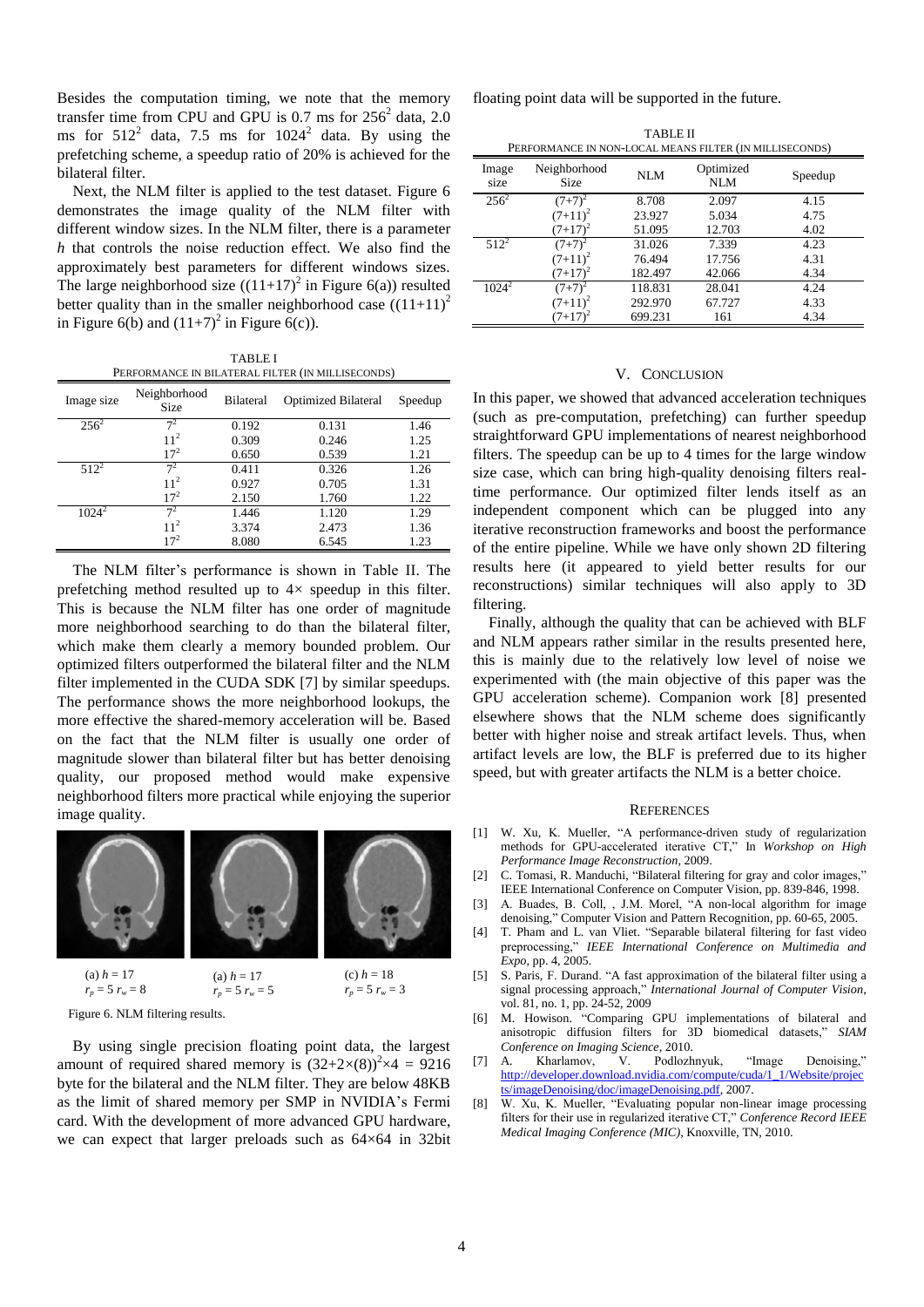Besides the computation timing, we note that the memory transfer time from CPU and GPU is 0.7 ms for $256^2$ data, 2.0 ms for $512^2$ data, 7.5 ms for $1024^2$ data. By using the prefetching scheme, a speedup ratio of 20% is achieved for the bilateral filter.

Next, the NLM filter is applied to the test dataset. Figure 6 demonstrates the image quality of the NLM filter with different window sizes. In the NLM filter, there is a parameter *h* that controls the noise reduction effect. We also find the approximately best parameters for different windows sizes. The large neighborhood size $((11+17)^2$ in Figure 6(a)) resulted better quality than in the smaller neighborhood case $((11+11)^2$ in Figure 6(b) and $(11+7)^2$ in Figure 6(c)).

TABLE I
PERFORMANCE IN BILATERAL FILTER (IN MILLISECONDS)

| Image size | Neighborhood Size | Bilateral | Optimized Bilateral | Speedup |
|---|---|---|---|---|
| $256^2$ | $7^2$ | 0.192 | 0.131 | 1.46 |
| | $11^2$ | 0.309 | 0.246 | 1.25 |
| | $17^2$ | 0.650 | 0.539 | 1.21 |
| $512^2$ | $7^2$ | 0.411 | 0.326 | 1.26 |
| | $11^2$ | 0.927 | 0.705 | 1.31 |
| | $17^2$ | 2.150 | 1.760 | 1.22 |
| $1024^2$ | $7^2$ | 1.446 | 1.120 | 1.29 |
| | $11^2$ | 3.374 | 2.473 | 1.36 |
| | $17^2$ | 8.080 | 6.545 | 1.23 |

The NLM filter's performance is shown in Table II. The prefetching method resulted up to 4× speedup in this filter. This is because the NLM filter has one order of magnitude more neighborhood searching to do than the bilateral filter, which make them clearly a memory bounded problem. Our optimized filters outperformed the bilateral filter and the NLM filter implemented in the CUDA SDK [7] by similar speedups. The performance shows the more neighborhood lookups, the more effective the shared-memory acceleration will be. Based on the fact that the NLM filter is usually one order of magnitude slower than bilateral filter but has better denoising quality, our proposed method would make expensive neighborhood filters more practical while enjoying the superior image quality.

(a) $h = 17$, $r_p = 5$ $r_w = 8$ (a) $h = 17$, $r_p = 5$ $r_w = 5$ (c) $h = 18$, $r_p = 5$ $r_w = 3$

Figure 6. NLM filtering results.

By using single precision floating point data, the largest amount of required shared memory is $(32+2\times(8))^2\times 4 = 9216$ byte for the bilateral and the NLM filter. They are below 48KB as the limit of shared memory per SMP in NVIDIA's Fermi card. With the development of more advanced GPU hardware, we can expect that larger preloads such as 64×64 in 32bit floating point data will be supported in the future.

TABLE II
PERFORMANCE IN NON-LOCAL MEANS FILTER (IN MILLISECONDS)

| Image size | Neighborhood Size | NLM | Optimized NLM | Speedup |
|---|---|---|---|---|
| $256^2$ | $(7+7)^2$ | 8.708 | 2.097 | 4.15 |
| | $(7+11)^2$ | 23.927 | 5.034 | 4.75 |
| | $(7+17)^2$ | 51.095 | 12.703 | 4.02 |
| $512^2$ | $(7+7)^2$ | 31.026 | 7.339 | 4.23 |
| | $(7+11)^2$ | 76.494 | 17.756 | 4.31 |
| | $(7+17)^2$ | 182.497 | 42.066 | 4.34 |
| $1024^2$ | $(7+7)^2$ | 118.831 | 28.041 | 4.24 |
| | $(7+11)^2$ | 292.970 | 67.727 | 4.33 |
| | $(7+17)^2$ | 699.231 | 161 | 4.34 |

## V. CONCLUSION

In this paper, we showed that advanced acceleration techniques (such as pre-computation, prefetching) can further speedup straightforward GPU implementations of nearest neighborhood filters. The speedup can be up to 4 times for the large window size case, which can bring high-quality denoising filters real-time performance. Our optimized filter lends itself as an independent component which can be plugged into any iterative reconstruction frameworks and boost the performance of the entire pipeline. While we have only shown 2D filtering results here (it appeared to yield better results for our reconstructions) similar techniques will also apply to 3D filtering.

Finally, although the quality that can be achieved with BLF and NLM appears rather similar in the results presented here, this is mainly due to the relatively low level of noise we experimented with (the main objective of this paper was the GPU acceleration scheme). Companion work [8] presented elsewhere shows that the NLM scheme does significantly better with higher noise and streak artifact levels. Thus, when artifact levels are low, the BLF is preferred due to its higher speed, but with greater artifacts the NLM is a better choice.

## REFERENCES

- [1] W. Xu, K. Mueller, "A performance-driven study of regularization methods for GPU-accelerated iterative CT," In *Workshop on High Performance Image Reconstruction*, 2009.
- [2] C. Tomasi, R. Manduchi, "Bilateral filtering for gray and color images," IEEE International Conference on Computer Vision, pp. 839-846, 1998.
- [3] A. Buades, B. Coll, , J.M. Morel, "A non-local algorithm for image denoising," Computer Vision and Pattern Recognition, pp. 60-65, 2005.
- [4] T. Pham and L. van Vliet. "Separable bilateral filtering for fast video preprocessing," *IEEE International Conference on Multimedia and Expo*, pp. 4, 2005.
- [5] S. Paris, F. Durand. "A fast approximation of the bilateral filter using a signal processing approach," *International Journal of Computer Vision*, vol. 81, no. 1, pp. 24-52, 2009
- [6] M. Howison. "Comparing GPU implementations of bilateral and anisotropic diffusion filters for 3D biomedical datasets," *SIAM Conference on Imaging Science*, 2010.
- [7] A. Kharlamov, V. Podlozhnyuk, "Image Denoising," http://developer.download.nvidia.com/compute/cuda/1_1/Website/projects/imageDenoising/doc/imageDenoising.pdf, 2007.
- [8] W. Xu, K. Mueller, "Evaluating popular non-linear image processing filters for their use in regularized iterative CT," *Conference Record IEEE Medical Imaging Conference (MIC)*, Knoxville, TN, 2010.